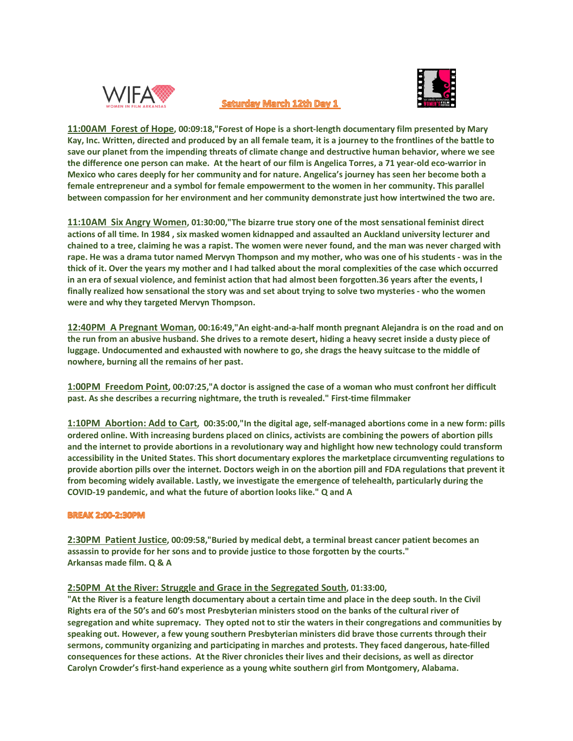WIFA WOMEN IN FILM ARKANSAS

## Saturday March 12th Day 1

**11:00AM Forest of Hope, 00:09:18,"Forest of Hope is a short-length documentary film presented by Mary Kay, Inc. Written, directed and produced by an all female team, it is a journey to the frontlines of the battle to save our planet from the impending threats of climate change and destructive human behavior, where we see the difference one person can make. At the heart of our film is Angelica Torres, a 71 year-old eco-warrior in Mexico who cares deeply for her community and for nature. Angelica's journey has seen her become both a female entrepreneur and a symbol for female empowerment to the women in her community. This parallel between compassion for her environment and her community demonstrate just how intertwined the two are.**

**11:10AM Six Angry Women, 01:30:00,"The bizarre true story one of the most sensational feminist direct actions of all time. In 1984 , six masked women kidnapped and assaulted an Auckland university lecturer and chained to a tree, claiming he was a rapist. The women were never found, and the man was never charged with rape. He was a drama tutor named Mervyn Thompson and my mother, who was one of his students - was in the thick of it. Over the years my mother and I had talked about the moral complexities of the case which occurred in an era of sexual violence, and feminist action that had almost been forgotten.36 years after the events, I finally realized how sensational the story was and set about trying to solve two mysteries - who the women were and why they targeted Mervyn Thompson.**

**12:40PM A Pregnant Woman, 00:16:49,"An eight-and-a-half month pregnant Alejandra is on the road and on the run from an abusive husband. She drives to a remote desert, hiding a heavy secret inside a dusty piece of luggage. Undocumented and exhausted with nowhere to go, she drags the heavy suitcase to the middle of nowhere, burning all the remains of her past.**

**1:00PM Freedom Point, 00:07:25,"A doctor is assigned the case of a woman who must confront her difficult past. As she describes a recurring nightmare, the truth is revealed." First-time filmmaker**

**1:10PM Abortion: Add to Cart, 00:35:00,"In the digital age, self-managed abortions come in a new form: pills ordered online. With increasing burdens placed on clinics, activists are combining the powers of abortion pills and the internet to provide abortions in a revolutionary way and highlight how new technology could transform accessibility in the United States. This short documentary explores the marketplace circumventing regulations to provide abortion pills over the internet. Doctors weigh in on the abortion pill and FDA regulations that prevent it from becoming widely available. Lastly, we investigate the emergence of telehealth, particularly during the COVID-19 pandemic, and what the future of abortion looks like." Q and A**

**BREAK 2:00-2:30PM**

**2:30PM Patient Justice, 00:09:58,"Buried by medical debt, a terminal breast cancer patient becomes an assassin to provide for her sons and to provide justice to those forgotten by the courts."**
**Arkansas made film. Q & A**

**2:50PM At the River: Struggle and Grace in the Segregated South, 01:33:00,**
**"At the River is a feature length documentary about a certain time and place in the deep south. In the Civil Rights era of the 50's and 60's most Presbyterian ministers stood on the banks of the cultural river of segregation and white supremacy. They opted not to stir the waters in their congregations and communities by speaking out. However, a few young southern Presbyterian ministers did brave those currents through their sermons, community organizing and participating in marches and protests. They faced dangerous, hate-filled consequences for these actions. At the River chronicles their lives and their decisions, as well as director Carolyn Crowder's first-hand experience as a young white southern girl from Montgomery, Alabama.**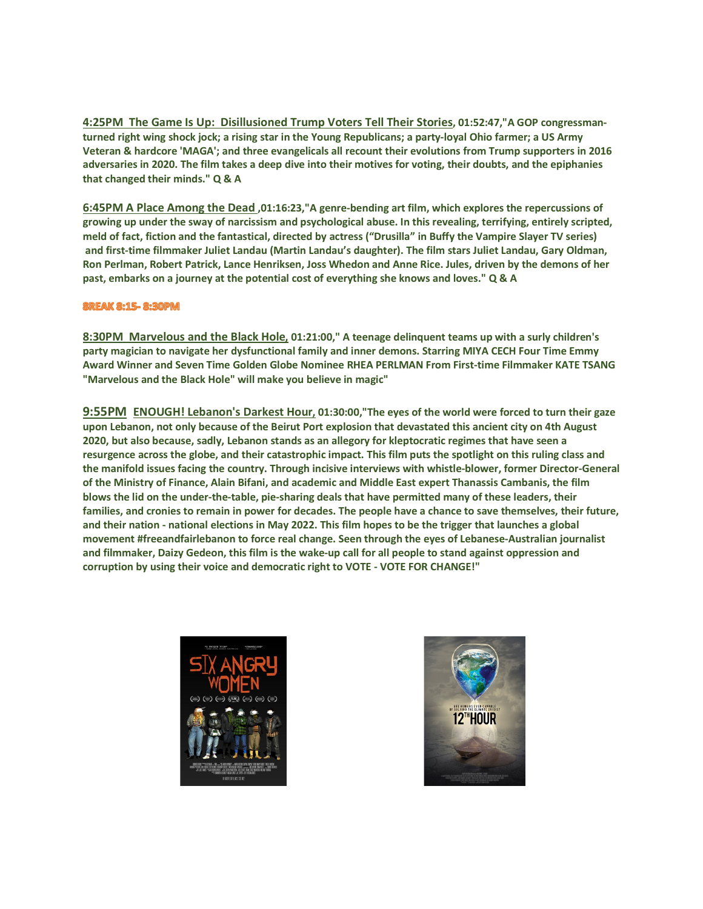**4:25PM The Game Is Up: Disillusioned Trump Voters Tell Their Stories, 01:52:47,"A GOP congressman-turned right wing shock jock; a rising star in the Young Republicans; a party-loyal Ohio farmer; a US Army Veteran & hardcore 'MAGA'; and three evangelicals all recount their evolutions from Trump supporters in 2016 adversaries in 2020. The film takes a deep dive into their motives for voting, their doubts, and the epiphanies that changed their minds." Q & A**

**6:45PM A Place Among the Dead ,01:16:23,"A genre-bending art film, which explores the repercussions of growing up under the sway of narcissism and psychological abuse. In this revealing, terrifying, entirely scripted, meld of fact, fiction and the fantastical, directed by actress ("Drusilla" in Buffy the Vampire Slayer TV series) and first-time filmmaker Juliet Landau (Martin Landau's daughter). The film stars Juliet Landau, Gary Oldman, Ron Perlman, Robert Patrick, Lance Henriksen, Joss Whedon and Anne Rice. Jules, driven by the demons of her past, embarks on a journey at the potential cost of everything she knows and loves." Q & A**

**BREAK 8:15- 8:30PM**

**8:30PM Marvelous and the Black Hole, 01:21:00," A teenage delinquent teams up with a surly children's party magician to navigate her dysfunctional family and inner demons. Starring MIYA CECH Four Time Emmy Award Winner and Seven Time Golden Globe Nominee RHEA PERLMAN From First-time Filmmaker KATE TSANG "Marvelous and the Black Hole" will make you believe in magic"**

**9:55PM ENOUGH! Lebanon's Darkest Hour, 01:30:00,"The eyes of the world were forced to turn their gaze upon Lebanon, not only because of the Beirut Port explosion that devastated this ancient city on 4th August 2020, but also because, sadly, Lebanon stands as an allegory for kleptocratic regimes that have seen a resurgence across the globe, and their catastrophic impact. This film puts the spotlight on this ruling class and the manifold issues facing the country. Through incisive interviews with whistle-blower, former Director-General of the Ministry of Finance, Alain Bifani, and academic and Middle East expert Thanassis Cambanis, the film blows the lid on the under-the-table, pie-sharing deals that have permitted many of these leaders, their families, and cronies to remain in power for decades. The people have a chance to save themselves, their future, and their nation - national elections in May 2022. This film hopes to be the trigger that launches a global movement #freeandfairlebanon to force real change. Seen through the eyes of Lebanese-Australian journalist and filmmaker, Daizy Gedeon, this film is the wake-up call for all people to stand against oppression and corruption by using their voice and democratic right to VOTE - VOTE FOR CHANGE!"**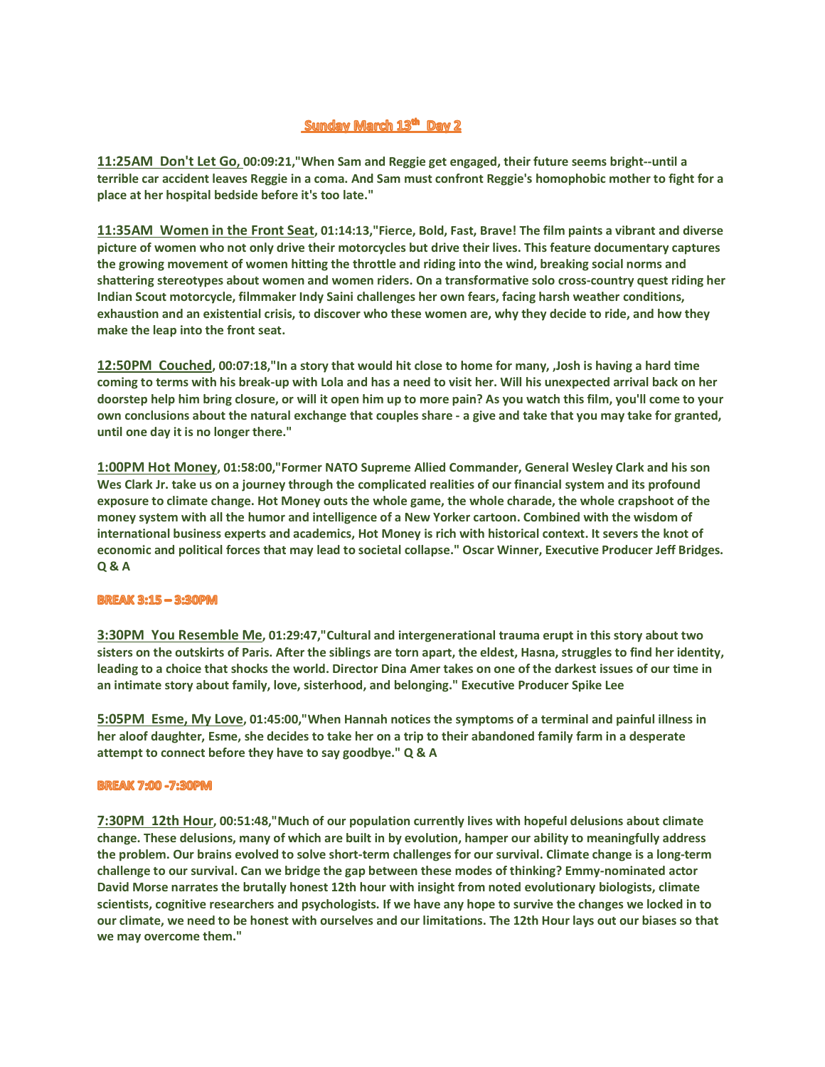## Sunday March 13th Day 2

**11:25AM Don't Let Go, 00:09:21,"When Sam and Reggie get engaged, their future seems bright--until a terrible car accident leaves Reggie in a coma. And Sam must confront Reggie's homophobic mother to fight for a place at her hospital bedside before it's too late."**

**11:35AM Women in the Front Seat, 01:14:13,"Fierce, Bold, Fast, Brave! The film paints a vibrant and diverse picture of women who not only drive their motorcycles but drive their lives. This feature documentary captures the growing movement of women hitting the throttle and riding into the wind, breaking social norms and shattering stereotypes about women and women riders. On a transformative solo cross-country quest riding her Indian Scout motorcycle, filmmaker Indy Saini challenges her own fears, facing harsh weather conditions, exhaustion and an existential crisis, to discover who these women are, why they decide to ride, and how they make the leap into the front seat.**

**12:50PM Couched, 00:07:18,"In a story that would hit close to home for many, ,Josh is having a hard time coming to terms with his break-up with Lola and has a need to visit her. Will his unexpected arrival back on her doorstep help him bring closure, or will it open him up to more pain? As you watch this film, you'll come to your own conclusions about the natural exchange that couples share - a give and take that you may take for granted, until one day it is no longer there."**

**1:00PM Hot Money, 01:58:00,"Former NATO Supreme Allied Commander, General Wesley Clark and his son Wes Clark Jr. take us on a journey through the complicated realities of our financial system and its profound exposure to climate change. Hot Money outs the whole game, the whole charade, the whole crapshoot of the money system with all the humor and intelligence of a New Yorker cartoon. Combined with the wisdom of international business experts and academics, Hot Money is rich with historical context. It severs the knot of economic and political forces that may lead to societal collapse." Oscar Winner, Executive Producer Jeff Bridges. Q & A**

**BREAK 3:15 – 3:30PM**

**3:30PM You Resemble Me, 01:29:47,"Cultural and intergenerational trauma erupt in this story about two sisters on the outskirts of Paris. After the siblings are torn apart, the eldest, Hasna, struggles to find her identity, leading to a choice that shocks the world. Director Dina Amer takes on one of the darkest issues of our time in an intimate story about family, love, sisterhood, and belonging." Executive Producer Spike Lee**

**5:05PM Esme, My Love, 01:45:00,"When Hannah notices the symptoms of a terminal and painful illness in her aloof daughter, Esme, she decides to take her on a trip to their abandoned family farm in a desperate attempt to connect before they have to say goodbye." Q & A**

**BREAK 7:00 -7:30PM**

**7:30PM 12th Hour, 00:51:48,"Much of our population currently lives with hopeful delusions about climate change. These delusions, many of which are built in by evolution, hamper our ability to meaningfully address the problem. Our brains evolved to solve short-term challenges for our survival. Climate change is a long-term challenge to our survival. Can we bridge the gap between these modes of thinking? Emmy-nominated actor David Morse narrates the brutally honest 12th hour with insight from noted evolutionary biologists, climate scientists, cognitive researchers and psychologists. If we have any hope to survive the changes we locked in to our climate, we need to be honest with ourselves and our limitations. The 12th Hour lays out our biases so that we may overcome them."**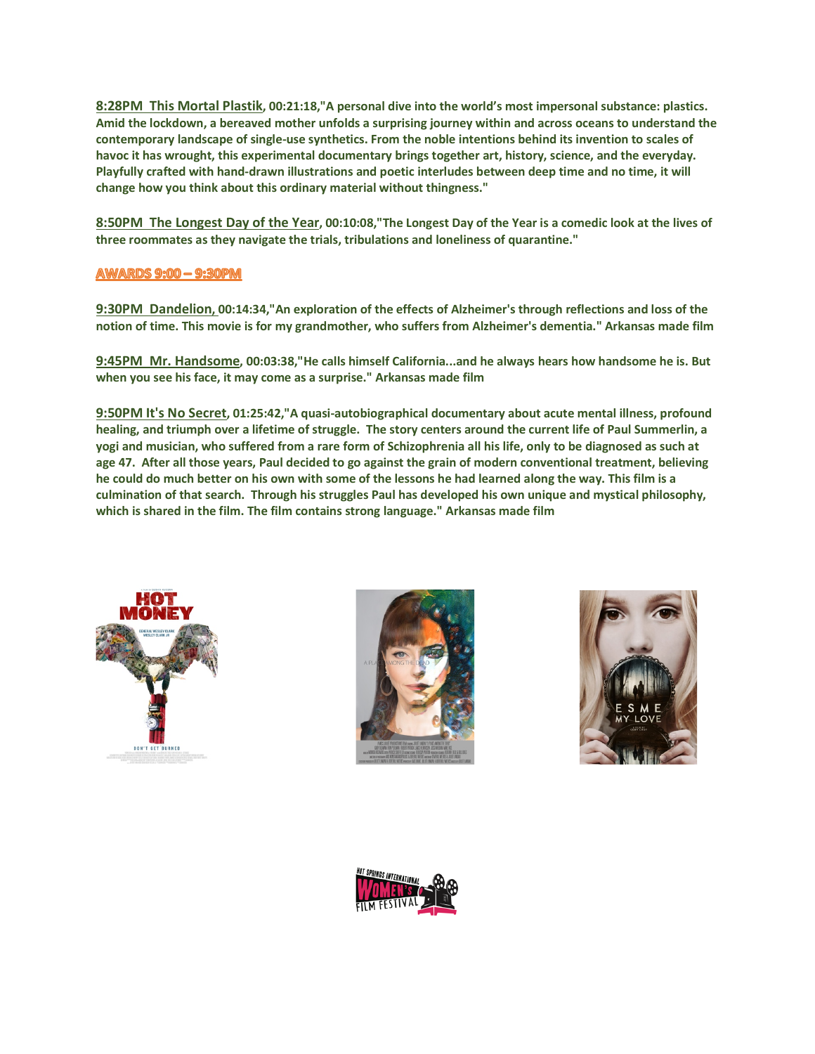**8:28PM  This Mortal Plastik, 00:21:18,"A personal dive into the world's most impersonal substance: plastics. Amid the lockdown, a bereaved mother unfolds a surprising journey within and across oceans to understand the contemporary landscape of single-use synthetics. From the noble intentions behind its invention to scales of havoc it has wrought, this experimental documentary brings together art, history, science, and the everyday. Playfully crafted with hand-drawn illustrations and poetic interludes between deep time and no time, it will change how you think about this ordinary material without thingness."**

**8:50PM  The Longest Day of the Year, 00:10:08,"The Longest Day of the Year is a comedic look at the lives of three roommates as they navigate the trials, tribulations and loneliness of quarantine."**

**AWARDS 9:00 – 9:30PM**

**9:30PM  Dandelion, 00:14:34,"An exploration of the effects of Alzheimer's through reflections and loss of the notion of time. This movie is for my grandmother, who suffers from Alzheimer's dementia." Arkansas made film**

**9:45PM  Mr. Handsome, 00:03:38,"He calls himself California...and he always hears how handsome he is. But when you see his face, it may come as a surprise." Arkansas made film**

**9:50PM It's No Secret, 01:25:42,"A quasi-autobiographical documentary about acute mental illness, profound healing, and triumph over a lifetime of struggle.  The story centers around the current life of Paul Summerlin, a yogi and musician, who suffered from a rare form of Schizophrenia all his life, only to be diagnosed as such at age 47.  After all those years, Paul decided to go against the grain of modern conventional treatment, believing he could do much better on his own with some of the lessons he had learned along the way. This film is a culmination of that search.  Through his struggles Paul has developed his own unique and mystical philosophy, which is shared in the film. The film contains strong language." Arkansas made film**